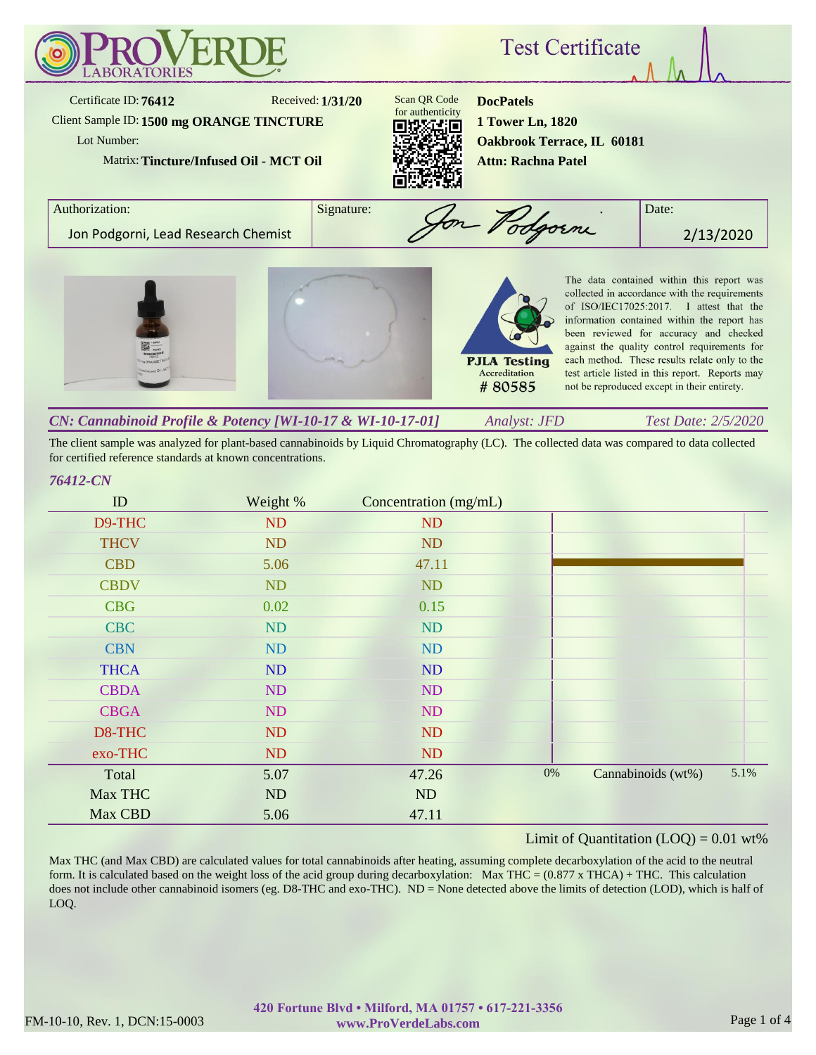# ProVerde Laboratories

## Test Certificate

Certificate ID: **76412**
Received: **1/31/20**
Client Sample ID: **1500 mg ORANGE TINCTURE**
Lot Number:
Matrix: **Tincture/Infused Oil - MCT Oil**

Scan QR Code for authenticity

**DocPatels**
**1 Tower Ln, 1820**
**Oakbrook Terrace, IL 60181**
**Attn: Rachna Patel**

| Authorization: | Signature: | Date: |
|---|---|---|
| Jon Podgorni, Lead Research Chemist | Jon Podgorni | 2/13/2020 |

PJLA Testing Accreditation # 80585

The data contained within this report was collected in accordance with the requirements of ISO/IEC17025:2017. I attest that the information contained within this report has been reviewed for accuracy and checked against the quality control requirements for each method. These results relate only to the test article listed in this report. Reports may not be reproduced except in their entirety.

### *CN: Cannabinoid Profile & Potency [WI-10-17 & WI-10-17-01]* — *Analyst: JFD* — *Test Date: 2/5/2020*

The client sample was analyzed for plant-based cannabinoids by Liquid Chromatography (LC). The collected data was compared to data collected for certified reference standards at known concentrations.

*76412-CN*

| ID | Weight % | Concentration (mg/mL) |
|---|---|---|
| D9-THC | ND | ND |
| THCV | ND | ND |
| CBD | 5.06 | 47.11 |
| CBDV | ND | ND |
| CBG | 0.02 | 0.15 |
| CBC | ND | ND |
| CBN | ND | ND |
| THCA | ND | ND |
| CBDA | ND | ND |
| CBGA | ND | ND |
| D8-THC | ND | ND |
| exo-THC | ND | ND |
| Total | 5.07 | 47.26 |
| Max THC | ND | ND |
| Max CBD | 5.06 | 47.11 |

Cannabinoids (wt%): 0% – 5.1%

Limit of Quantitation (LOQ) = 0.01 wt%

Max THC (and Max CBD) are calculated values for total cannabinoids after heating, assuming complete decarboxylation of the acid to the neutral form. It is calculated based on the weight loss of the acid group during decarboxylation: Max THC = (0.877 x THCA) + THC. This calculation does not include other cannabinoid isomers (eg. D8-THC and exo-THC). ND = None detected above the limits of detection (LOD), which is half of LOQ.

FM-10-10, Rev. 1, DCN:15-0003

**420 Fortune Blvd • Milford, MA 01757 • 617-221-3356**
**www.ProVerdeLabs.com**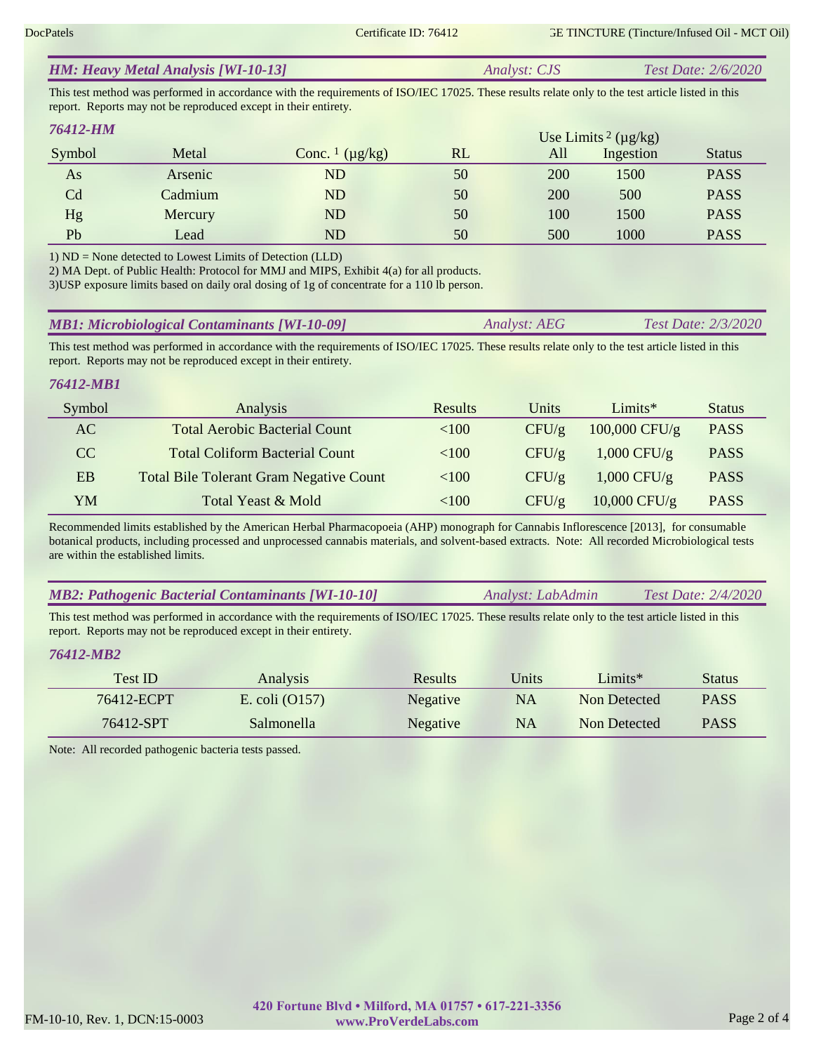## *HM: Heavy Metal Analysis [WI-10-13]* — *Analyst: CJS* — *Test Date: 2/6/2020*

This test method was performed in accordance with the requirements of ISO/IEC 17025. These results relate only to the test article listed in this report. Reports may not be reproduced except in their entirety.

### *76412-HM*

| Symbol | Metal | Conc. [1] (µg/kg) | RL | Use Limits [2] (µg/kg) | | Status |
|---|---|---|---|---|---|---|
| | | | | All | Ingestion | |
| As | Arsenic | ND | 50 | 200 | 1500 | PASS |
| Cd | Cadmium | ND | 50 | 200 | 500 | PASS |
| Hg | Mercury | ND | 50 | 100 | 1500 | PASS |
| Pb | Lead | ND | 50 | 500 | 1000 | PASS |

1) ND = None detected to Lowest Limits of Detection (LLD)
2) MA Dept. of Public Health: Protocol for MMJ and MIPS, Exhibit 4(a) for all products.
3)USP exposure limits based on daily oral dosing of 1g of concentrate for a 110 lb person.

## *MB1: Microbiological Contaminants [WI-10-09]* — *Analyst: AEG* — *Test Date: 2/3/2020*

This test method was performed in accordance with the requirements of ISO/IEC 17025. These results relate only to the test article listed in this report. Reports may not be reproduced except in their entirety.

### *76412-MB1*

| Symbol | Analysis | Results | Units | Limits* | Status |
|---|---|---|---|---|---|
| AC | Total Aerobic Bacterial Count | <100 | CFU/g | 100,000 CFU/g | PASS |
| CC | Total Coliform Bacterial Count | <100 | CFU/g | 1,000 CFU/g | PASS |
| EB | Total Bile Tolerant Gram Negative Count | <100 | CFU/g | 1,000 CFU/g | PASS |
| YM | Total Yeast & Mold | <100 | CFU/g | 10,000 CFU/g | PASS |

Recommended limits established by the American Herbal Pharmacopoeia (AHP) monograph for Cannabis Inflorescence [2013], for consumable botanical products, including processed and unprocessed cannabis materials, and solvent-based extracts. Note: All recorded Microbiological tests are within the established limits.

## *MB2: Pathogenic Bacterial Contaminants [WI-10-10]* — *Analyst: LabAdmin* — *Test Date: 2/4/2020*

This test method was performed in accordance with the requirements of ISO/IEC 17025. These results relate only to the test article listed in this report. Reports may not be reproduced except in their entirety.

### *76412-MB2*

| Test ID | Analysis | Results | Units | Limits* | Status |
|---|---|---|---|---|---|
| 76412-ECPT | E. coli (O157) | Negative | NA | Non Detected | PASS |
| 76412-SPT | Salmonella | Negative | NA | Non Detected | PASS |

Note: All recorded pathogenic bacteria tests passed.

**420 Fortune Blvd • Milford, MA 01757 • 617-221-3356**
**www.ProVerdeLabs.com**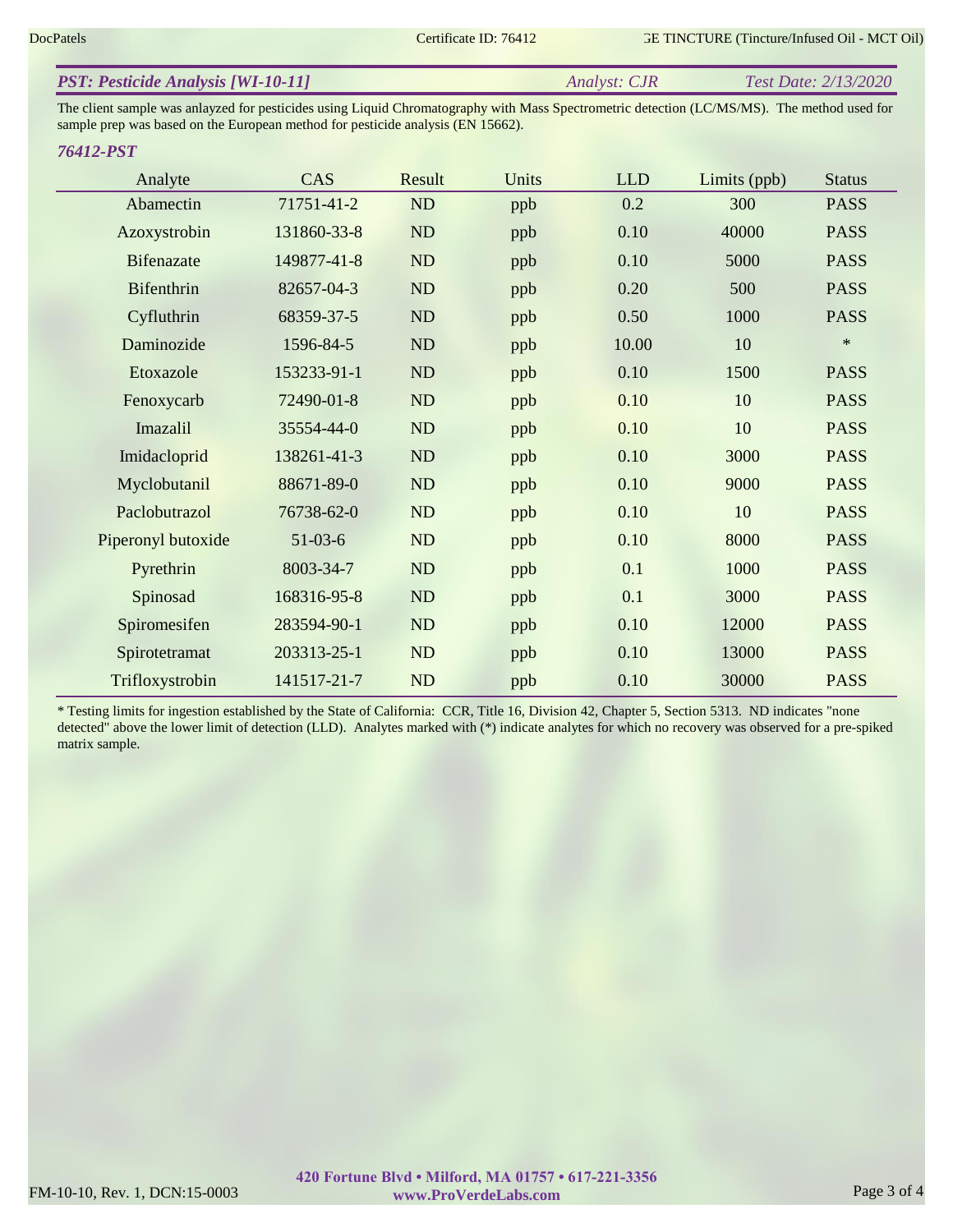## *PST: Pesticide Analysis [WI-10-11]* *Analyst: CJR* *Test Date: 2/13/2020*

The client sample was anlayzed for pesticides using Liquid Chromatography with Mass Spectrometric detection (LC/MS/MS). The method used for sample prep was based on the European method for pesticide analysis (EN 15662).

### *76412-PST*

| Analyte | CAS | Result | Units | LLD | Limits (ppb) | Status |
|---|---|---|---|---|---|---|
| Abamectin | 71751-41-2 | ND | ppb | 0.2 | 300 | PASS |
| Azoxystrobin | 131860-33-8 | ND | ppb | 0.10 | 40000 | PASS |
| Bifenazate | 149877-41-8 | ND | ppb | 0.10 | 5000 | PASS |
| Bifenthrin | 82657-04-3 | ND | ppb | 0.20 | 500 | PASS |
| Cyfluthrin | 68359-37-5 | ND | ppb | 0.50 | 1000 | PASS |
| Daminozide | 1596-84-5 | ND | ppb | 10.00 | 10 | * |
| Etoxazole | 153233-91-1 | ND | ppb | 0.10 | 1500 | PASS |
| Fenoxycarb | 72490-01-8 | ND | ppb | 0.10 | 10 | PASS |
| Imazalil | 35554-44-0 | ND | ppb | 0.10 | 10 | PASS |
| Imidacloprid | 138261-41-3 | ND | ppb | 0.10 | 3000 | PASS |
| Myclobutanil | 88671-89-0 | ND | ppb | 0.10 | 9000 | PASS |
| Paclobutrazol | 76738-62-0 | ND | ppb | 0.10 | 10 | PASS |
| Piperonyl butoxide | 51-03-6 | ND | ppb | 0.10 | 8000 | PASS |
| Pyrethrin | 8003-34-7 | ND | ppb | 0.1 | 1000 | PASS |
| Spinosad | 168316-95-8 | ND | ppb | 0.1 | 3000 | PASS |
| Spiromesifen | 283594-90-1 | ND | ppb | 0.10 | 12000 | PASS |
| Spirotetramat | 203313-25-1 | ND | ppb | 0.10 | 13000 | PASS |
| Trifloxystrobin | 141517-21-7 | ND | ppb | 0.10 | 30000 | PASS |

* Testing limits for ingestion established by the State of California: CCR, Title 16, Division 42, Chapter 5, Section 5313. ND indicates "none detected" above the lower limit of detection (LLD). Analytes marked with (*) indicate analytes for which no recovery was observed for a pre-spiked matrix sample.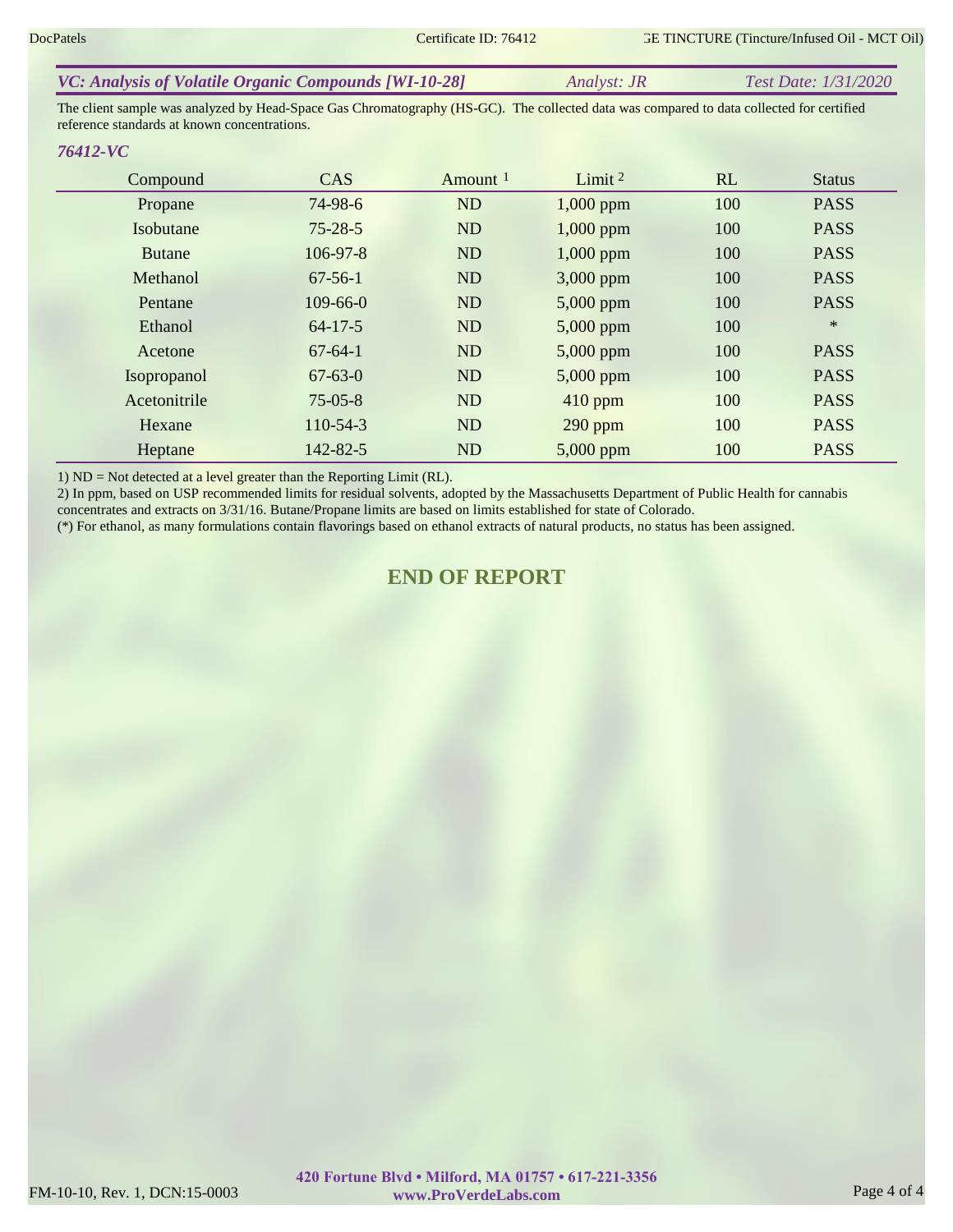## *VC: Analysis of Volatile Organic Compounds [WI-10-28]* *Analyst: JR* *Test Date: 1/31/2020*

The client sample was analyzed by Head-Space Gas Chromatography (HS-GC). The collected data was compared to data collected for certified reference standards at known concentrations.

### *76412-VC*

| Compound | CAS | Amount [1] | Limit [2] | RL | Status |
|---|---|---|---|---|---|
| Propane | 74-98-6 | ND | 1,000 ppm | 100 | PASS |
| Isobutane | 75-28-5 | ND | 1,000 ppm | 100 | PASS |
| Butane | 106-97-8 | ND | 1,000 ppm | 100 | PASS |
| Methanol | 67-56-1 | ND | 3,000 ppm | 100 | PASS |
| Pentane | 109-66-0 | ND | 5,000 ppm | 100 | PASS |
| Ethanol | 64-17-5 | ND | 5,000 ppm | 100 | * |
| Acetone | 67-64-1 | ND | 5,000 ppm | 100 | PASS |
| Isopropanol | 67-63-0 | ND | 5,000 ppm | 100 | PASS |
| Acetonitrile | 75-05-8 | ND | 410 ppm | 100 | PASS |
| Hexane | 110-54-3 | ND | 290 ppm | 100 | PASS |
| Heptane | 142-82-5 | ND | 5,000 ppm | 100 | PASS |

1) ND = Not detected at a level greater than the Reporting Limit (RL).
2) In ppm, based on USP recommended limits for residual solvents, adopted by the Massachusetts Department of Public Health for cannabis concentrates and extracts on 3/31/16. Butane/Propane limits are based on limits established for state of Colorado.
(*) For ethanol, as many formulations contain flavorings based on ethanol extracts of natural products, no status has been assigned.

## END OF REPORT